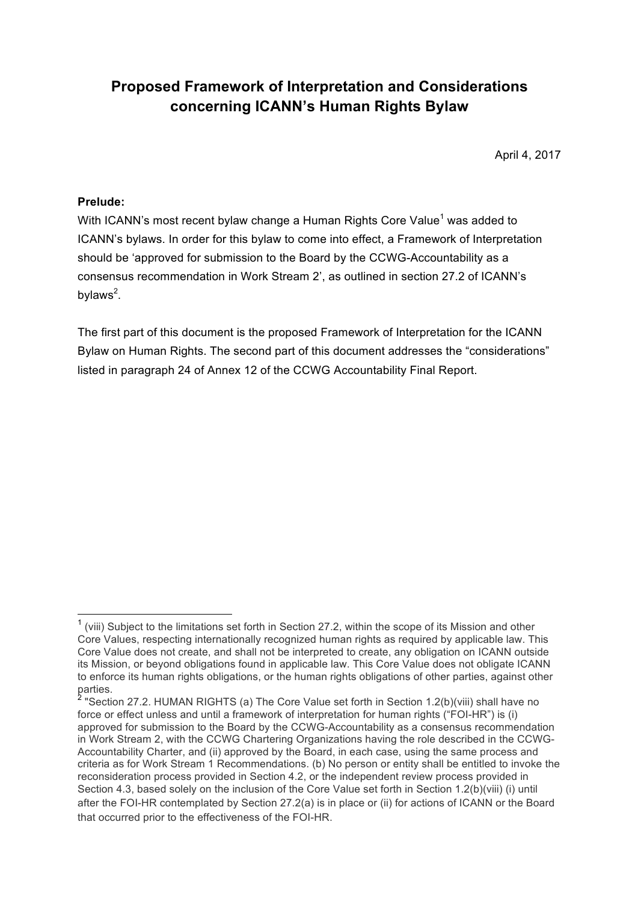# Proposed Framework of Interpretation and Considerations concerning ICANN's Human Rights Bylaw

April 4, 2017

**Prelude:**

With ICANN's most recent bylaw change a Human Rights Core Value[1] was added to ICANN's bylaws. In order for this bylaw to come into effect, a Framework of Interpretation should be 'approved for submission to the Board by the CCWG-Accountability as a consensus recommendation in Work Stream 2', as outlined in section 27.2 of ICANN's bylaws[2].

The first part of this document is the proposed Framework of Interpretation for the ICANN Bylaw on Human Rights. The second part of this document addresses the "considerations" listed in paragraph 24 of Annex 12 of the CCWG Accountability Final Report.

---

[1] (viii) Subject to the limitations set forth in Section 27.2, within the scope of its Mission and other Core Values, respecting internationally recognized human rights as required by applicable law. This Core Value does not create, and shall not be interpreted to create, any obligation on ICANN outside its Mission, or beyond obligations found in applicable law. This Core Value does not obligate ICANN to enforce its human rights obligations, or the human rights obligations of other parties, against other parties.

[2] "Section 27.2. HUMAN RIGHTS (a) The Core Value set forth in Section 1.2(b)(viii) shall have no force or effect unless and until a framework of interpretation for human rights ("FOI-HR") is (i) approved for submission to the Board by the CCWG-Accountability as a consensus recommendation in Work Stream 2, with the CCWG Chartering Organizations having the role described in the CCWG-Accountability Charter, and (ii) approved by the Board, in each case, using the same process and criteria as for Work Stream 1 Recommendations. (b) No person or entity shall be entitled to invoke the reconsideration process provided in Section 4.2, or the independent review process provided in Section 4.3, based solely on the inclusion of the Core Value set forth in Section 1.2(b)(viii) (i) until after the FOI-HR contemplated by Section 27.2(a) is in place or (ii) for actions of ICANN or the Board that occurred prior to the effectiveness of the FOI-HR.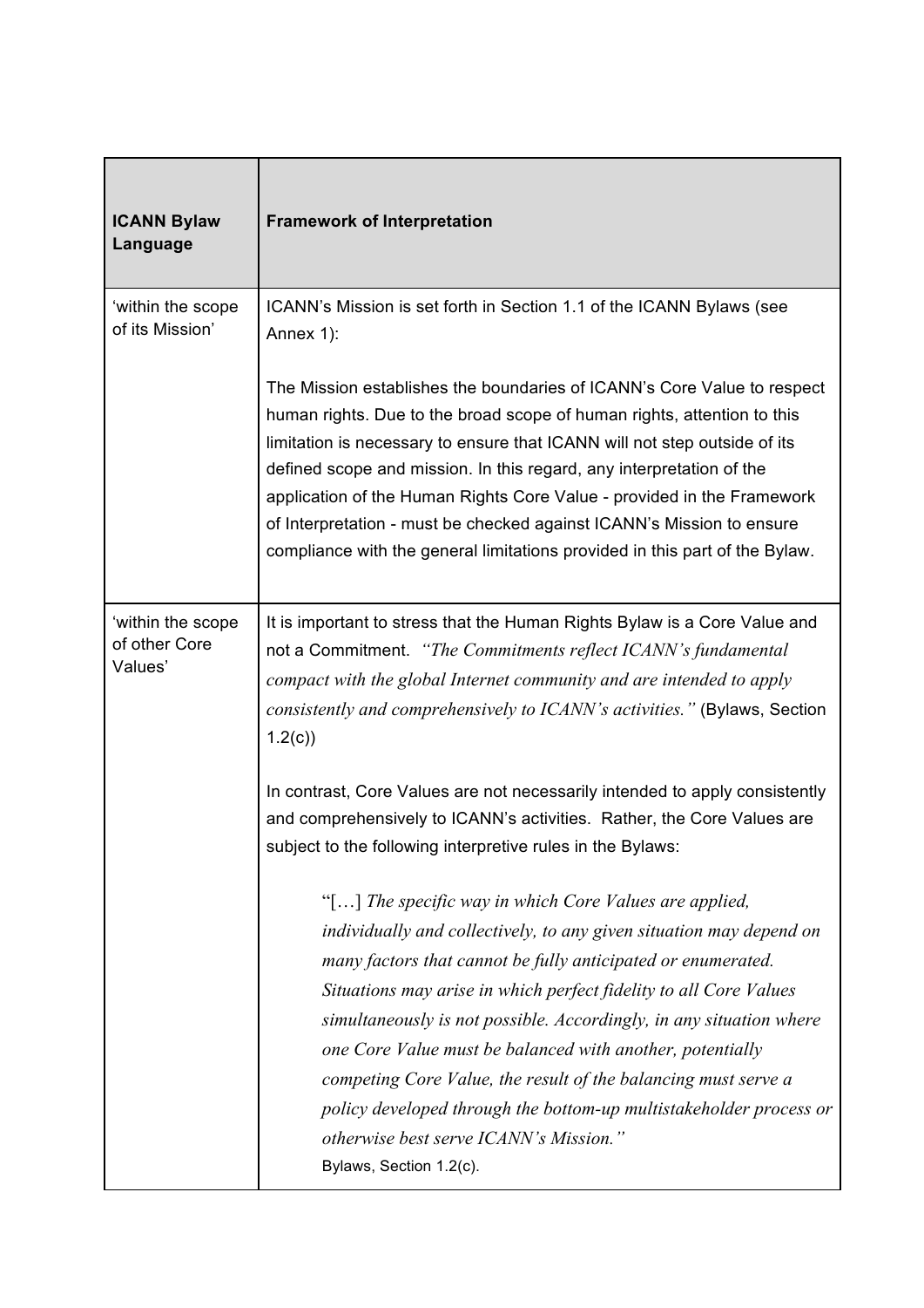| **ICANN Bylaw Language** | **Framework of Interpretation** |
|---|---|
| 'within the scope of its Mission' | ICANN's Mission is set forth in Section 1.1 of the ICANN Bylaws (see Annex 1):<br><br>The Mission establishes the boundaries of ICANN's Core Value to respect human rights. Due to the broad scope of human rights, attention to this limitation is necessary to ensure that ICANN will not step outside of its defined scope and mission. In this regard, any interpretation of the application of the Human Rights Core Value - provided in the Framework of Interpretation - must be checked against ICANN's Mission to ensure compliance with the general limitations provided in this part of the Bylaw. |
| 'within the scope of other Core Values' | It is important to stress that the Human Rights Bylaw is a Core Value and not a Commitment. *"The Commitments reflect ICANN's fundamental compact with the global Internet community and are intended to apply consistently and comprehensively to ICANN's activities."* (Bylaws, Section 1.2(c))<br><br>In contrast, Core Values are not necessarily intended to apply consistently and comprehensively to ICANN's activities. Rather, the Core Values are subject to the following interpretive rules in the Bylaws:<br><br>"[…] *The specific way in which Core Values are applied, individually and collectively, to any given situation may depend on many factors that cannot be fully anticipated or enumerated. Situations may arise in which perfect fidelity to all Core Values simultaneously is not possible. Accordingly, in any situation where one Core Value must be balanced with another, potentially competing Core Value, the result of the balancing must serve a policy developed through the bottom-up multistakeholder process or otherwise best serve ICANN's Mission."*<br>Bylaws, Section 1.2(c). |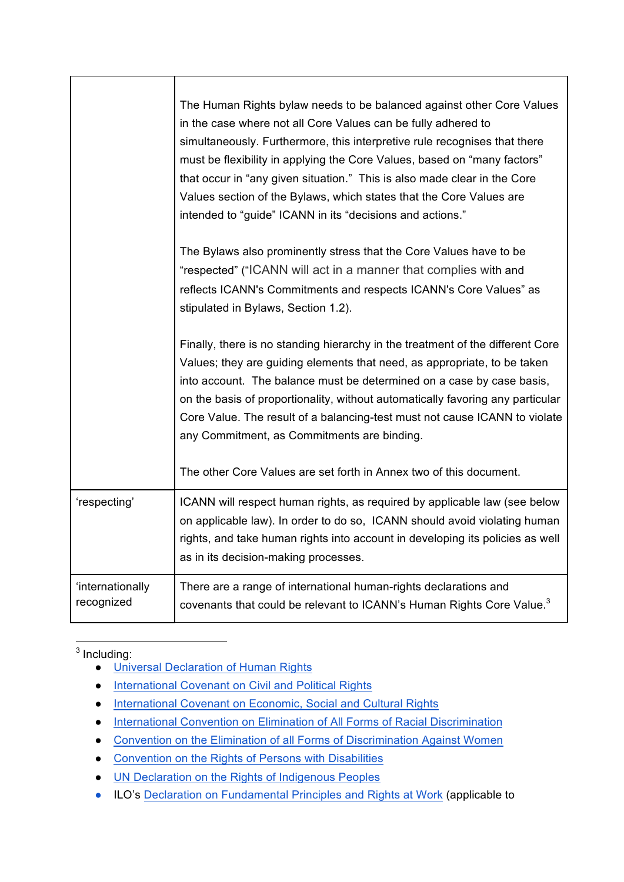| | |
|---|---|
| | The Human Rights bylaw needs to be balanced against other Core Values in the case where not all Core Values can be fully adhered to simultaneously. Furthermore, this interpretive rule recognises that there must be flexibility in applying the Core Values, based on "many factors" that occur in "any given situation." This is also made clear in the Core Values section of the Bylaws, which states that the Core Values are intended to "guide" ICANN in its "decisions and actions."<br><br>The Bylaws also prominently stress that the Core Values have to be "respected" ("ICANN will act in a manner that complies with and reflects ICANN's Commitments and respects ICANN's Core Values" as stipulated in Bylaws, Section 1.2).<br><br>Finally, there is no standing hierarchy in the treatment of the different Core Values; they are guiding elements that need, as appropriate, to be taken into account. The balance must be determined on a case by case basis, on the basis of proportionality, without automatically favoring any particular Core Value. The result of a balancing-test must not cause ICANN to violate any Commitment, as Commitments are binding.<br><br>The other Core Values are set forth in Annex two of this document. |
| 'respecting' | ICANN will respect human rights, as required by applicable law (see below on applicable law). In order to do so, ICANN should avoid violating human rights, and take human rights into account in developing its policies as well as in its decision-making processes. |
| 'internationally recognized | There are a range of international human-rights declarations and covenants that could be relevant to ICANN's Human Rights Core Value.[3] |

[3] Including:

- Universal Declaration of Human Rights
- International Covenant on Civil and Political Rights
- International Covenant on Economic, Social and Cultural Rights
- International Convention on Elimination of All Forms of Racial Discrimination
- Convention on the Elimination of all Forms of Discrimination Against Women
- Convention on the Rights of Persons with Disabilities
- UN Declaration on the Rights of Indigenous Peoples
- ILO's Declaration on Fundamental Principles and Rights at Work (applicable to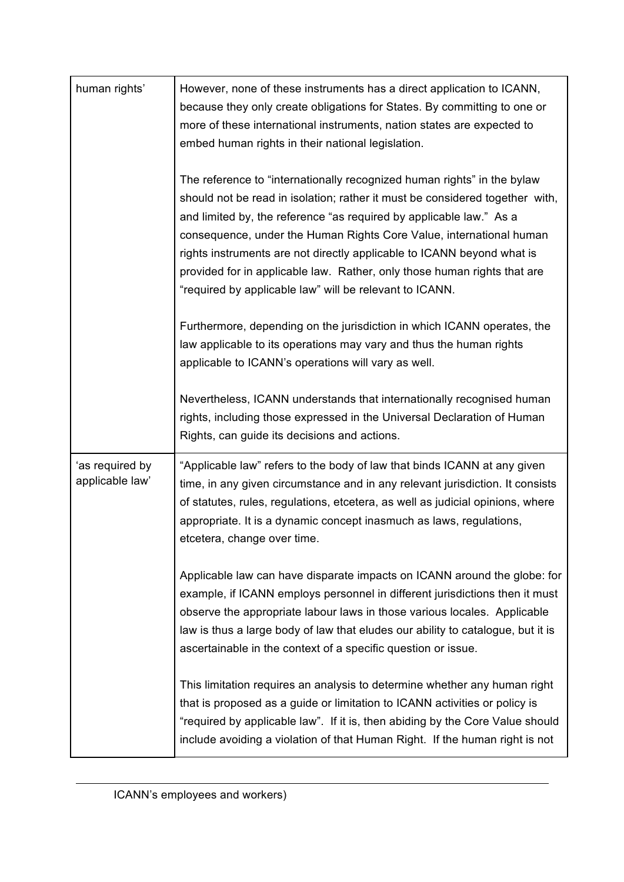| | |
|---|---|
| human rights' | However, none of these instruments has a direct application to ICANN, because they only create obligations for States. By committing to one or more of these international instruments, nation states are expected to embed human rights in their national legislation.<br><br>The reference to "internationally recognized human rights" in the bylaw should not be read in isolation; rather it must be considered together with, and limited by, the reference "as required by applicable law." As a consequence, under the Human Rights Core Value, international human rights instruments are not directly applicable to ICANN beyond what is provided for in applicable law. Rather, only those human rights that are "required by applicable law" will be relevant to ICANN.<br><br>Furthermore, depending on the jurisdiction in which ICANN operates, the law applicable to its operations may vary and thus the human rights applicable to ICANN's operations will vary as well.<br><br>Nevertheless, ICANN understands that internationally recognised human rights, including those expressed in the Universal Declaration of Human Rights, can guide its decisions and actions. |
| 'as required by applicable law' | "Applicable law" refers to the body of law that binds ICANN at any given time, in any given circumstance and in any relevant jurisdiction. It consists of statutes, rules, regulations, etcetera, as well as judicial opinions, where appropriate. It is a dynamic concept inasmuch as laws, regulations, etcetera, change over time.<br><br>Applicable law can have disparate impacts on ICANN around the globe: for example, if ICANN employs personnel in different jurisdictions then it must observe the appropriate labour laws in those various locales. Applicable law is thus a large body of law that eludes our ability to catalogue, but it is ascertainable in the context of a specific question or issue.<br><br>This limitation requires an analysis to determine whether any human right that is proposed as a guide or limitation to ICANN activities or policy is "required by applicable law". If it is, then abiding by the Core Value should include avoiding a violation of that Human Right. If the human right is not |

ICANN's employees and workers)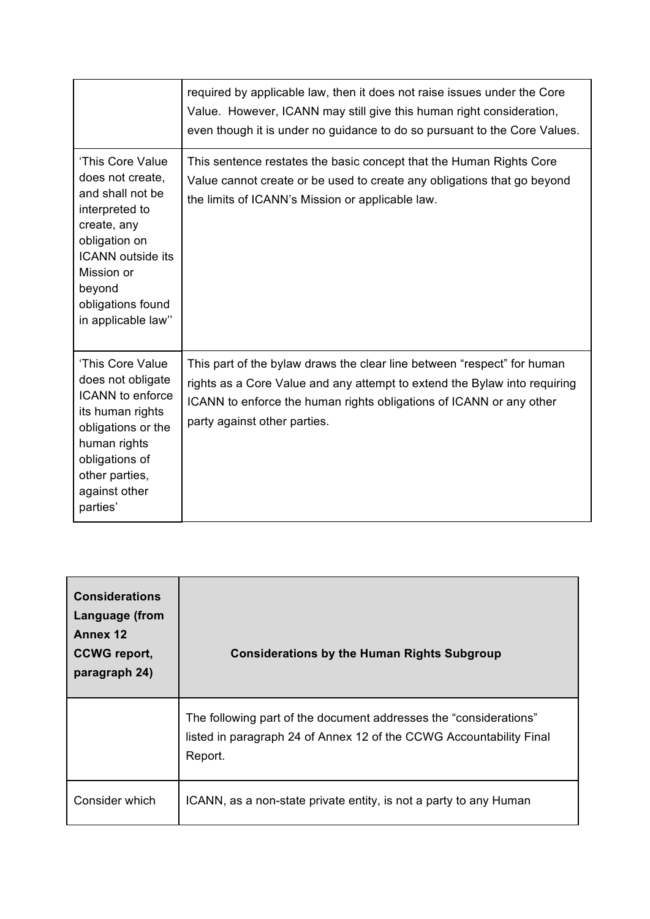| | |
|---|---|
| | required by applicable law, then it does not raise issues under the Core Value. However, ICANN may still give this human right consideration, even though it is under no guidance to do so pursuant to the Core Values. |
| 'This Core Value does not create, and shall not be interpreted to create, any obligation on ICANN outside its Mission or beyond obligations found in applicable law'' | This sentence restates the basic concept that the Human Rights Core Value cannot create or be used to create any obligations that go beyond the limits of ICANN's Mission or applicable law. |
| 'This Core Value does not obligate ICANN to enforce its human rights obligations or the human rights obligations of other parties, against other parties' | This part of the bylaw draws the clear line between "respect" for human rights as a Core Value and any attempt to extend the Bylaw into requiring ICANN to enforce the human rights obligations of ICANN or any other party against other parties. |

| **Considerations Language (from Annex 12 CCWG report, paragraph 24)** | **Considerations by the Human Rights Subgroup** |
|---|---|
| | The following part of the document addresses the "considerations" listed in paragraph 24 of Annex 12 of the CCWG Accountability Final Report. |
| Consider which | ICANN, as a non-state private entity, is not a party to any Human |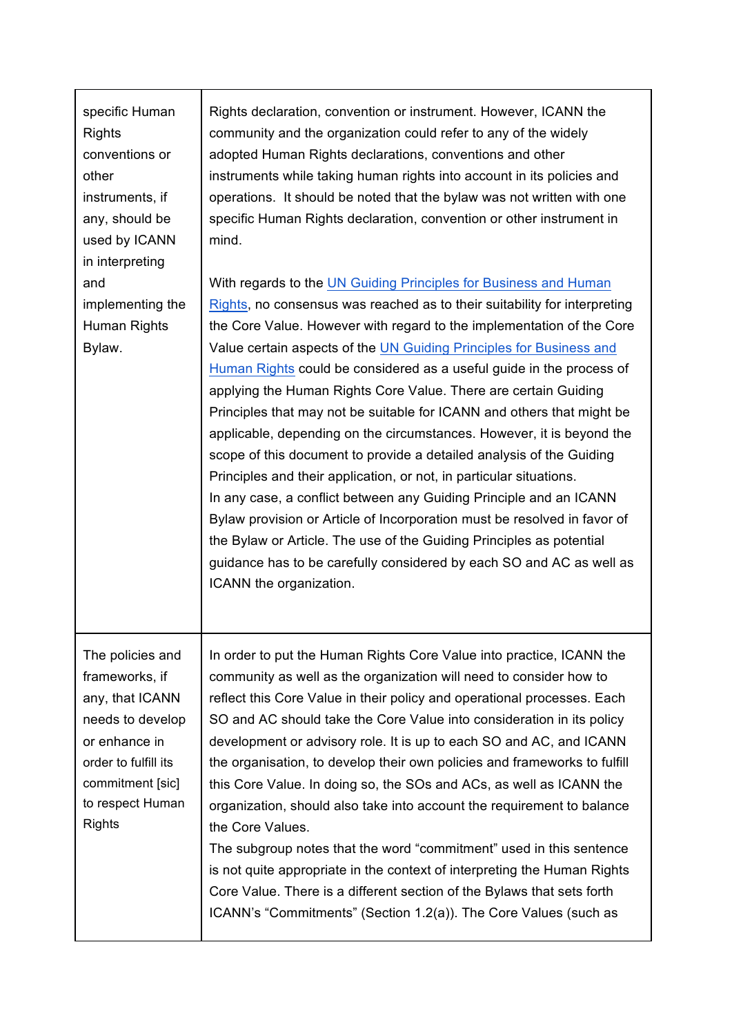| | |
|---|---|
| specific Human Rights conventions or other instruments, if any, should be used by ICANN in interpreting and implementing the Human Rights Bylaw. | Rights declaration, convention or instrument. However, ICANN the community and the organization could refer to any of the widely adopted Human Rights declarations, conventions and other instruments while taking human rights into account in its policies and operations. It should be noted that the bylaw was not written with one specific Human Rights declaration, convention or other instrument in mind.<br><br>With regards to the UN Guiding Principles for Business and Human Rights, no consensus was reached as to their suitability for interpreting the Core Value. However with regard to the implementation of the Core Value certain aspects of the UN Guiding Principles for Business and Human Rights could be considered as a useful guide in the process of applying the Human Rights Core Value. There are certain Guiding Principles that may not be suitable for ICANN and others that might be applicable, depending on the circumstances. However, it is beyond the scope of this document to provide a detailed analysis of the Guiding Principles and their application, or not, in particular situations.<br>In any case, a conflict between any Guiding Principle and an ICANN Bylaw provision or Article of Incorporation must be resolved in favor of the Bylaw or Article. The use of the Guiding Principles as potential guidance has to be carefully considered by each SO and AC as well as ICANN the organization. |
| The policies and frameworks, if any, that ICANN needs to develop or enhance in order to fulfill its commitment [sic] to respect Human Rights | In order to put the Human Rights Core Value into practice, ICANN the community as well as the organization will need to consider how to reflect this Core Value in their policy and operational processes. Each SO and AC should take the Core Value into consideration in its policy development or advisory role. It is up to each SO and AC, and ICANN the organisation, to develop their own policies and frameworks to fulfill this Core Value. In doing so, the SOs and ACs, as well as ICANN the organization, should also take into account the requirement to balance the Core Values.<br>The subgroup notes that the word "commitment" used in this sentence is not quite appropriate in the context of interpreting the Human Rights Core Value. There is a different section of the Bylaws that sets forth ICANN's "Commitments" (Section 1.2(a)). The Core Values (such as |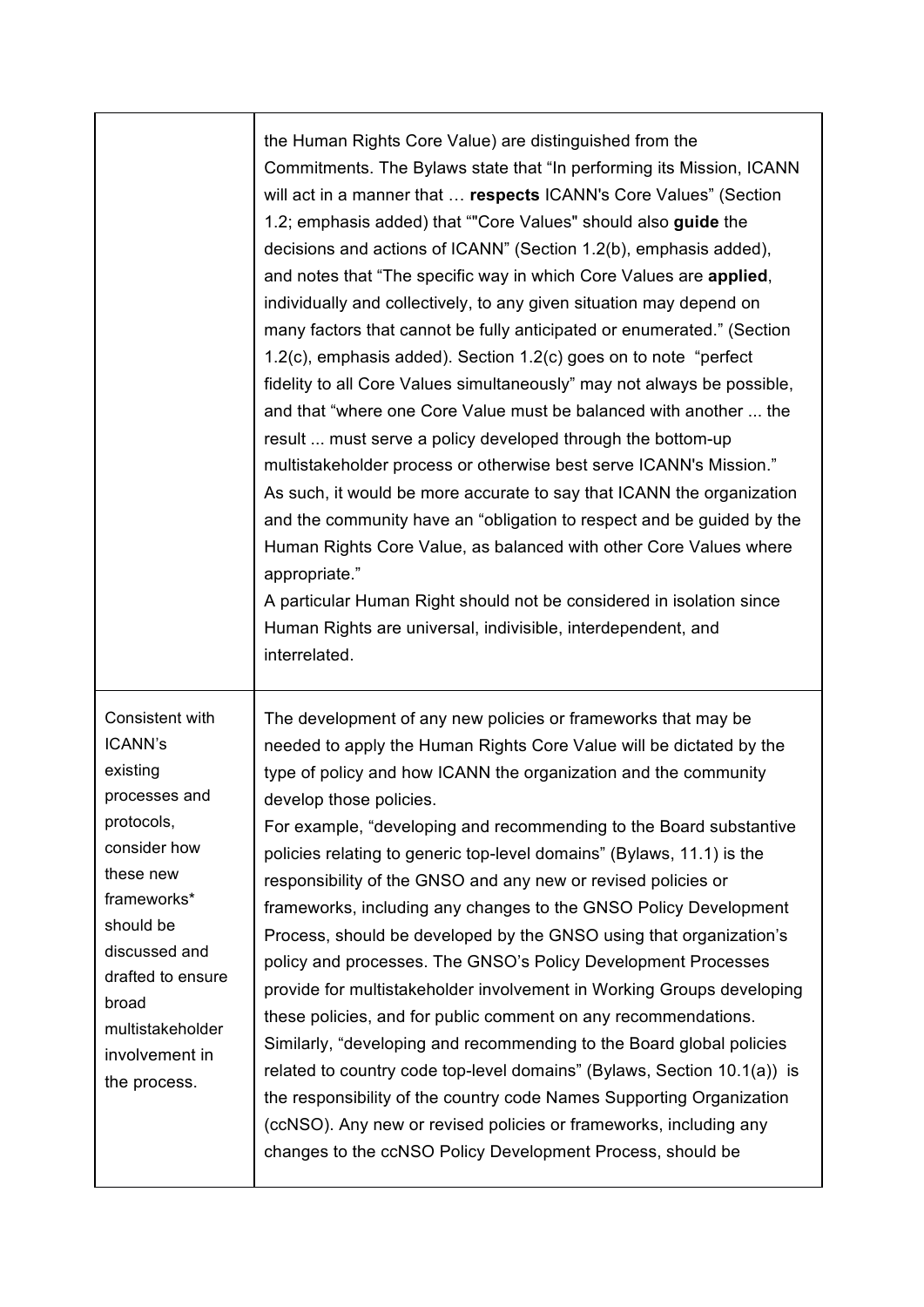| | |
|---|---|
| | the Human Rights Core Value) are distinguished from the Commitments. The Bylaws state that "In performing its Mission, ICANN will act in a manner that … **respects** ICANN's Core Values" (Section 1.2; emphasis added) that ""Core Values" should also **guide** the decisions and actions of ICANN" (Section 1.2(b), emphasis added), and notes that "The specific way in which Core Values are **applied**, individually and collectively, to any given situation may depend on many factors that cannot be fully anticipated or enumerated." (Section 1.2(c), emphasis added). Section 1.2(c) goes on to note "perfect fidelity to all Core Values simultaneously" may not always be possible, and that "where one Core Value must be balanced with another ... the result ... must serve a policy developed through the bottom-up multistakeholder process or otherwise best serve ICANN's Mission." As such, it would be more accurate to say that ICANN the organization and the community have an "obligation to respect and be guided by the Human Rights Core Value, as balanced with other Core Values where appropriate."<br>A particular Human Right should not be considered in isolation since Human Rights are universal, indivisible, interdependent, and interrelated. |
| Consistent with ICANN's existing processes and protocols, consider how these new frameworks* should be discussed and drafted to ensure broad multistakeholder involvement in the process. | The development of any new policies or frameworks that may be needed to apply the Human Rights Core Value will be dictated by the type of policy and how ICANN the organization and the community develop those policies.<br>For example, "developing and recommending to the Board substantive policies relating to generic top-level domains" (Bylaws, 11.1) is the responsibility of the GNSO and any new or revised policies or frameworks, including any changes to the GNSO Policy Development Process, should be developed by the GNSO using that organization's policy and processes. The GNSO's Policy Development Processes provide for multistakeholder involvement in Working Groups developing these policies, and for public comment on any recommendations.<br>Similarly, "developing and recommending to the Board global policies related to country code top-level domains" (Bylaws, Section 10.1(a)) is the responsibility of the country code Names Supporting Organization (ccNSO). Any new or revised policies or frameworks, including any changes to the ccNSO Policy Development Process, should be |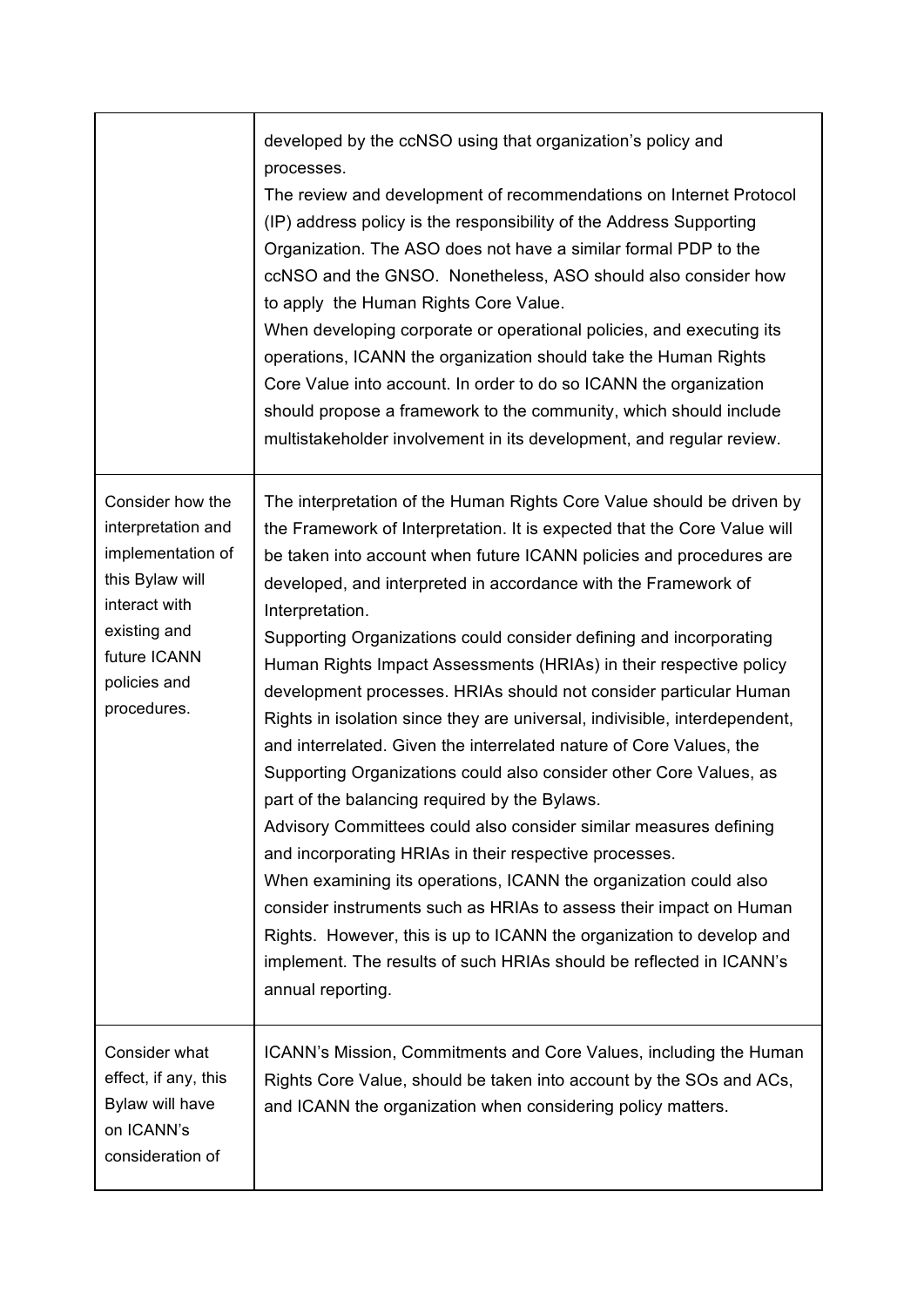|  |  |
|---|---|
|  | developed by the ccNSO using that organization's policy and processes.<br>The review and development of recommendations on Internet Protocol (IP) address policy is the responsibility of the Address Supporting Organization. The ASO does not have a similar formal PDP to the ccNSO and the GNSO. Nonetheless, ASO should also consider how to apply the Human Rights Core Value.<br>When developing corporate or operational policies, and executing its operations, ICANN the organization should take the Human Rights Core Value into account. In order to do so ICANN the organization should propose a framework to the community, which should include multistakeholder involvement in its development, and regular review. |
| Consider how the interpretation and implementation of this Bylaw will interact with existing and future ICANN policies and procedures. | The interpretation of the Human Rights Core Value should be driven by the Framework of Interpretation. It is expected that the Core Value will be taken into account when future ICANN policies and procedures are developed, and interpreted in accordance with the Framework of Interpretation.<br>Supporting Organizations could consider defining and incorporating Human Rights Impact Assessments (HRIAs) in their respective policy development processes. HRIAs should not consider particular Human Rights in isolation since they are universal, indivisible, interdependent, and interrelated. Given the interrelated nature of Core Values, the Supporting Organizations could also consider other Core Values, as part of the balancing required by the Bylaws.<br>Advisory Committees could also consider similar measures defining and incorporating HRIAs in their respective processes.<br>When examining its operations, ICANN the organization could also consider instruments such as HRIAs to assess their impact on Human Rights. However, this is up to ICANN the organization to develop and implement. The results of such HRIAs should be reflected in ICANN's annual reporting. |
| Consider what effect, if any, this Bylaw will have on ICANN's consideration of | ICANN's Mission, Commitments and Core Values, including the Human Rights Core Value, should be taken into account by the SOs and ACs, and ICANN the organization when considering policy matters. |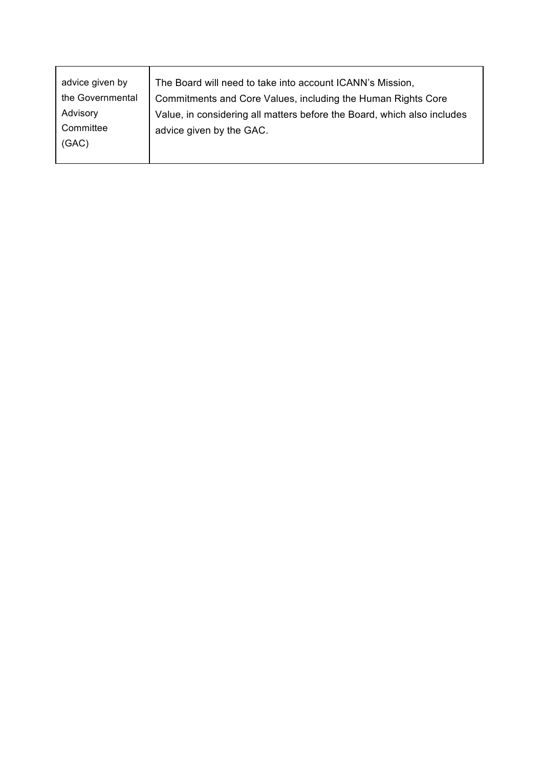| advice given by the Governmental Advisory Committee (GAC) | The Board will need to take into account ICANN's Mission, Commitments and Core Values, including the Human Rights Core Value, in considering all matters before the Board, which also includes advice given by the GAC. |
|---|---|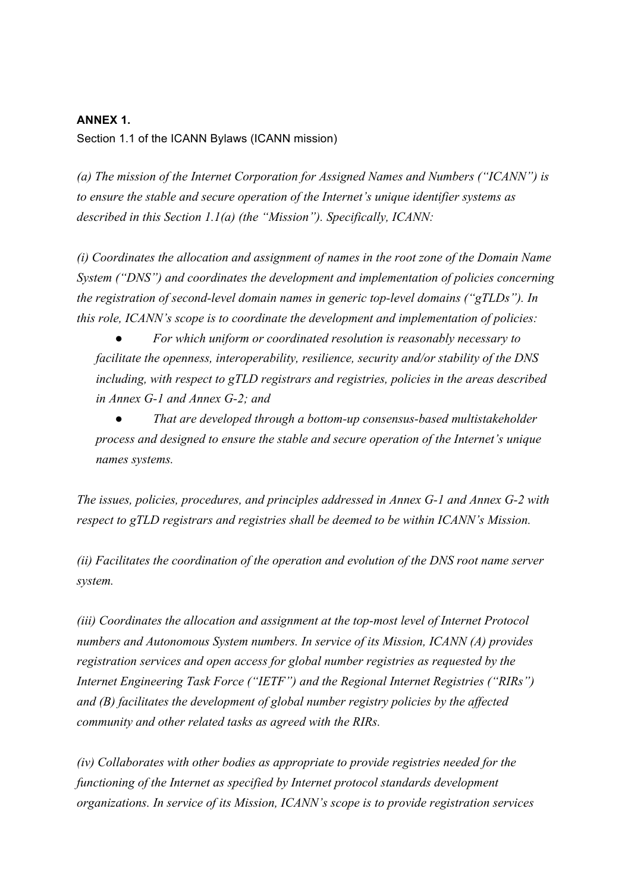**ANNEX 1.**

Section 1.1 of the ICANN Bylaws (ICANN mission)

*(a) The mission of the Internet Corporation for Assigned Names and Numbers ("ICANN") is to ensure the stable and secure operation of the Internet's unique identifier systems as described in this Section 1.1(a) (the "Mission"). Specifically, ICANN:*

*(i) Coordinates the allocation and assignment of names in the root zone of the Domain Name System ("DNS") and coordinates the development and implementation of policies concerning the registration of second-level domain names in generic top-level domains ("gTLDs"). In this role, ICANN's scope is to coordinate the development and implementation of policies:*

- *For which uniform or coordinated resolution is reasonably necessary to facilitate the openness, interoperability, resilience, security and/or stability of the DNS including, with respect to gTLD registrars and registries, policies in the areas described in Annex G-1 and Annex G-2; and*
- *That are developed through a bottom-up consensus-based multistakeholder process and designed to ensure the stable and secure operation of the Internet's unique names systems.*

*The issues, policies, procedures, and principles addressed in Annex G-1 and Annex G-2 with respect to gTLD registrars and registries shall be deemed to be within ICANN's Mission.*

*(ii) Facilitates the coordination of the operation and evolution of the DNS root name server system.*

*(iii) Coordinates the allocation and assignment at the top-most level of Internet Protocol numbers and Autonomous System numbers. In service of its Mission, ICANN (A) provides registration services and open access for global number registries as requested by the Internet Engineering Task Force ("IETF") and the Regional Internet Registries ("RIRs") and (B) facilitates the development of global number registry policies by the affected community and other related tasks as agreed with the RIRs.*

*(iv) Collaborates with other bodies as appropriate to provide registries needed for the functioning of the Internet as specified by Internet protocol standards development organizations. In service of its Mission, ICANN's scope is to provide registration services*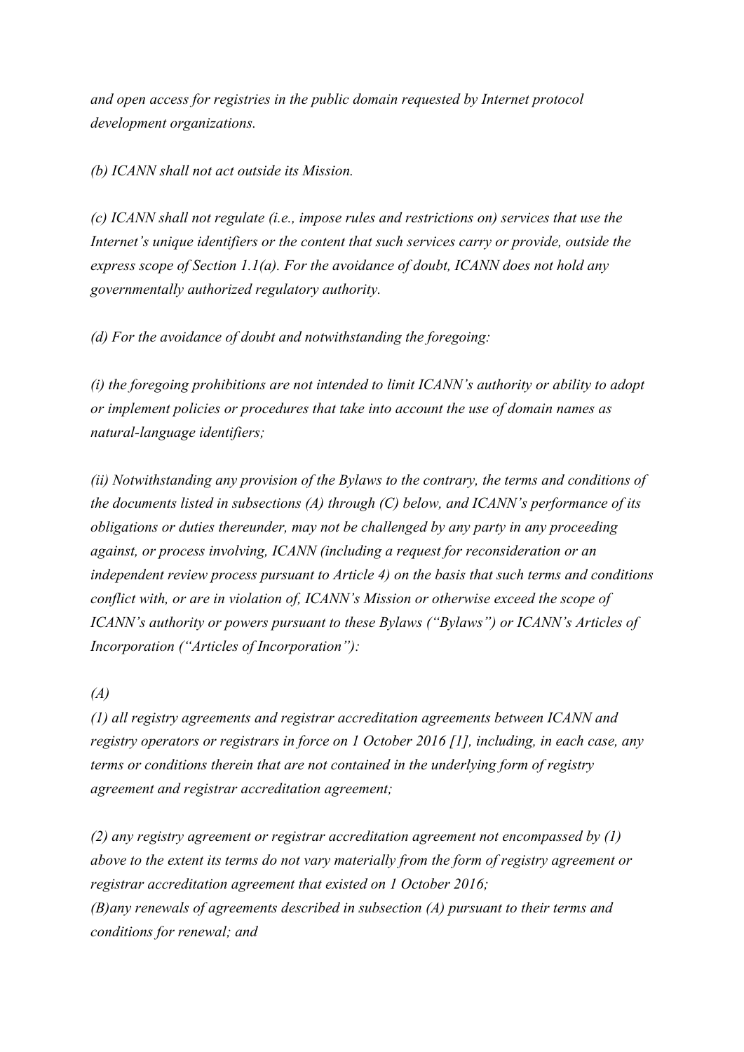*and open access for registries in the public domain requested by Internet protocol development organizations.*

*(b) ICANN shall not act outside its Mission.*

*(c) ICANN shall not regulate (i.e., impose rules and restrictions on) services that use the Internet's unique identifiers or the content that such services carry or provide, outside the express scope of Section 1.1(a). For the avoidance of doubt, ICANN does not hold any governmentally authorized regulatory authority.*

*(d) For the avoidance of doubt and notwithstanding the foregoing:*

*(i) the foregoing prohibitions are not intended to limit ICANN's authority or ability to adopt or implement policies or procedures that take into account the use of domain names as natural-language identifiers;*

*(ii) Notwithstanding any provision of the Bylaws to the contrary, the terms and conditions of the documents listed in subsections (A) through (C) below, and ICANN's performance of its obligations or duties thereunder, may not be challenged by any party in any proceeding against, or process involving, ICANN (including a request for reconsideration or an independent review process pursuant to Article 4) on the basis that such terms and conditions conflict with, or are in violation of, ICANN's Mission or otherwise exceed the scope of ICANN's authority or powers pursuant to these Bylaws ("Bylaws") or ICANN's Articles of Incorporation ("Articles of Incorporation"):*

*(A)*

*(1) all registry agreements and registrar accreditation agreements between ICANN and registry operators or registrars in force on 1 October 2016 [1], including, in each case, any terms or conditions therein that are not contained in the underlying form of registry agreement and registrar accreditation agreement;*

*(2) any registry agreement or registrar accreditation agreement not encompassed by (1) above to the extent its terms do not vary materially from the form of registry agreement or registrar accreditation agreement that existed on 1 October 2016;*
*(B)any renewals of agreements described in subsection (A) pursuant to their terms and conditions for renewal; and*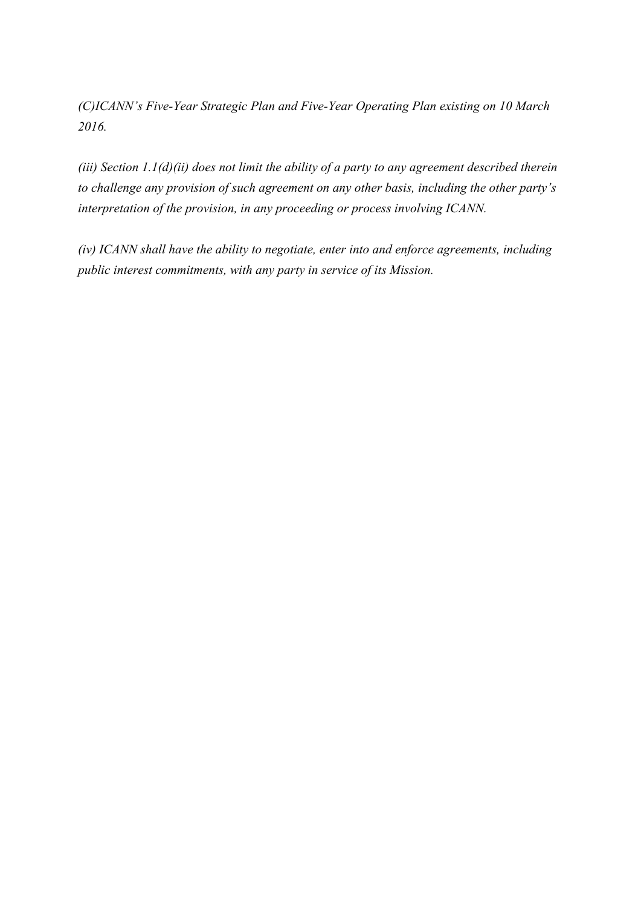*(C)ICANN's Five-Year Strategic Plan and Five-Year Operating Plan existing on 10 March 2016.*

*(iii) Section 1.1(d)(ii) does not limit the ability of a party to any agreement described therein to challenge any provision of such agreement on any other basis, including the other party's interpretation of the provision, in any proceeding or process involving ICANN.*

*(iv) ICANN shall have the ability to negotiate, enter into and enforce agreements, including public interest commitments, with any party in service of its Mission.*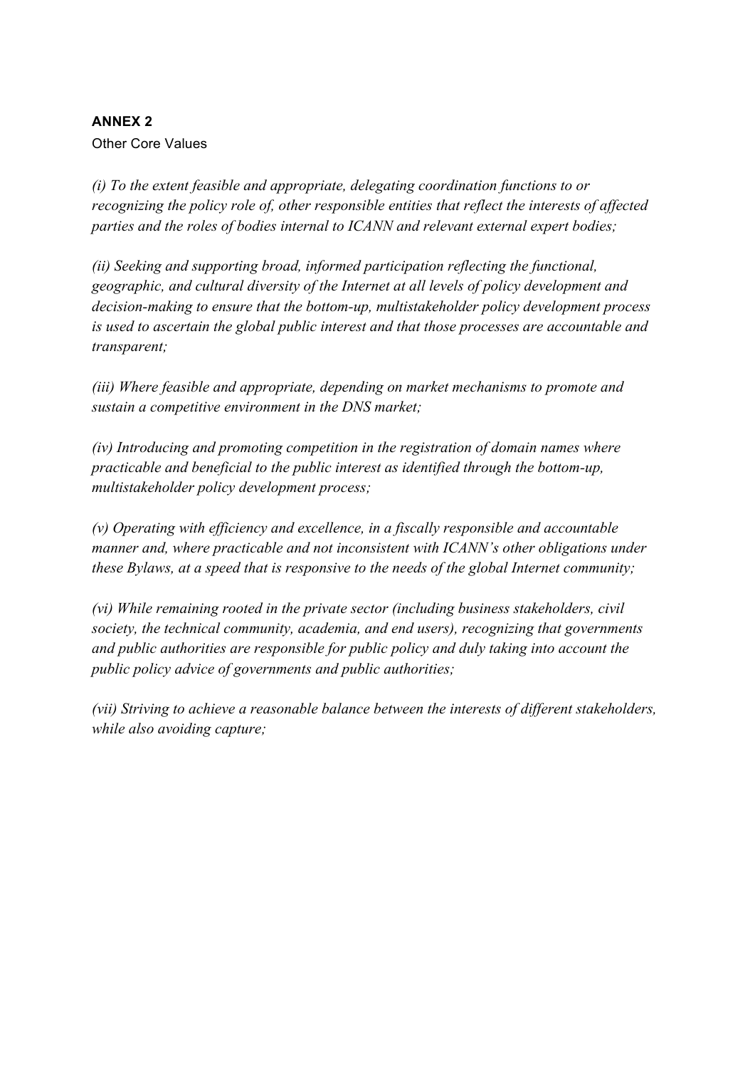**ANNEX 2**

Other Core Values

*(i) To the extent feasible and appropriate, delegating coordination functions to or recognizing the policy role of, other responsible entities that reflect the interests of affected parties and the roles of bodies internal to ICANN and relevant external expert bodies;*

*(ii) Seeking and supporting broad, informed participation reflecting the functional, geographic, and cultural diversity of the Internet at all levels of policy development and decision-making to ensure that the bottom-up, multistakeholder policy development process is used to ascertain the global public interest and that those processes are accountable and transparent;*

*(iii) Where feasible and appropriate, depending on market mechanisms to promote and sustain a competitive environment in the DNS market;*

*(iv) Introducing and promoting competition in the registration of domain names where practicable and beneficial to the public interest as identified through the bottom-up, multistakeholder policy development process;*

*(v) Operating with efficiency and excellence, in a fiscally responsible and accountable manner and, where practicable and not inconsistent with ICANN's other obligations under these Bylaws, at a speed that is responsive to the needs of the global Internet community;*

*(vi) While remaining rooted in the private sector (including business stakeholders, civil society, the technical community, academia, and end users), recognizing that governments and public authorities are responsible for public policy and duly taking into account the public policy advice of governments and public authorities;*

*(vii) Striving to achieve a reasonable balance between the interests of different stakeholders, while also avoiding capture;*